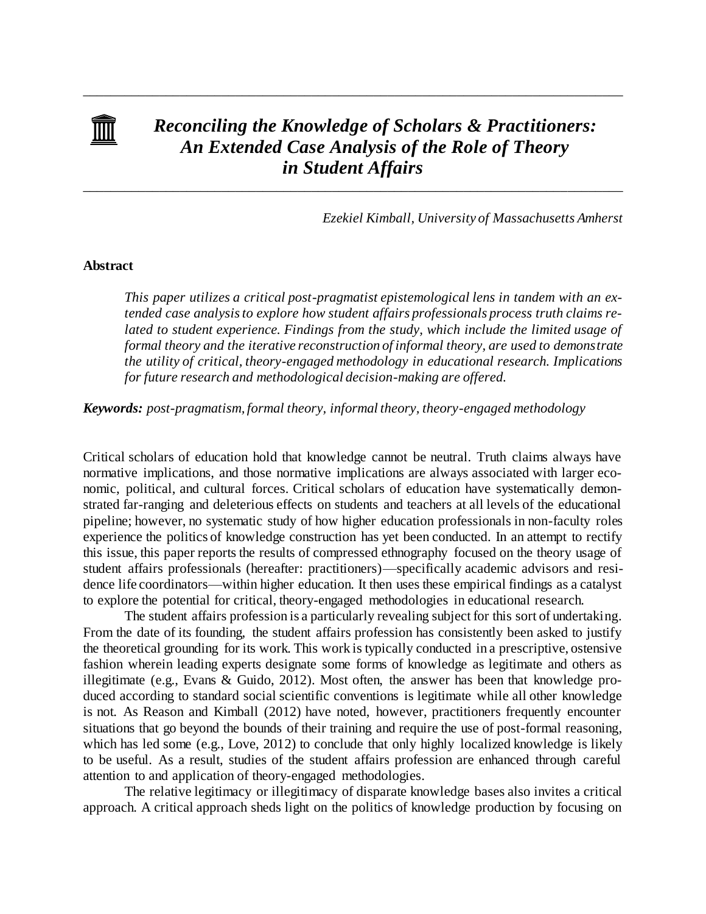# *Reconciling the Knowledge of Scholars & Practitioners: An Extended Case Analysis of the Role of Theory in Student Affairs*

*Ezekiel Kimball, University of Massachusetts Amherst*

## Abstract

*This paper utilizes a critical post-pragmatist epistemological lens in tandem with an extended case analysis to explore how student affairs professionals process truth claims related to student experience. Findings from the study, which include the limited usage of formal theory and the iterative reconstruction of informal theory, are used to demonstrate the utility of critical, theory-engaged methodology in educational research. Implications for future research and methodological decision-making are offered.*

***Keywords:*** *post-pragmatism, formal theory, informal theory, theory-engaged methodology*

Critical scholars of education hold that knowledge cannot be neutral. Truth claims always have normative implications, and those normative implications are always associated with larger economic, political, and cultural forces. Critical scholars of education have systematically demonstrated far-ranging and deleterious effects on students and teachers at all levels of the educational pipeline; however, no systematic study of how higher education professionals in non-faculty roles experience the politics of knowledge construction has yet been conducted. In an attempt to rectify this issue, this paper reports the results of compressed ethnography focused on the theory usage of student affairs professionals (hereafter: practitioners)—specifically academic advisors and residence life coordinators—within higher education. It then uses these empirical findings as a catalyst to explore the potential for critical, theory-engaged methodologies in educational research.

The student affairs profession is a particularly revealing subject for this sort of undertaking. From the date of its founding, the student affairs profession has consistently been asked to justify the theoretical grounding for its work. This work is typically conducted in a prescriptive, ostensive fashion wherein leading experts designate some forms of knowledge as legitimate and others as illegitimate (e.g., Evans & Guido, 2012). Most often, the answer has been that knowledge produced according to standard social scientific conventions is legitimate while all other knowledge is not. As Reason and Kimball (2012) have noted, however, practitioners frequently encounter situations that go beyond the bounds of their training and require the use of post-formal reasoning, which has led some (e.g., Love, 2012) to conclude that only highly localized knowledge is likely to be useful. As a result, studies of the student affairs profession are enhanced through careful attention to and application of theory-engaged methodologies.

The relative legitimacy or illegitimacy of disparate knowledge bases also invites a critical approach. A critical approach sheds light on the politics of knowledge production by focusing on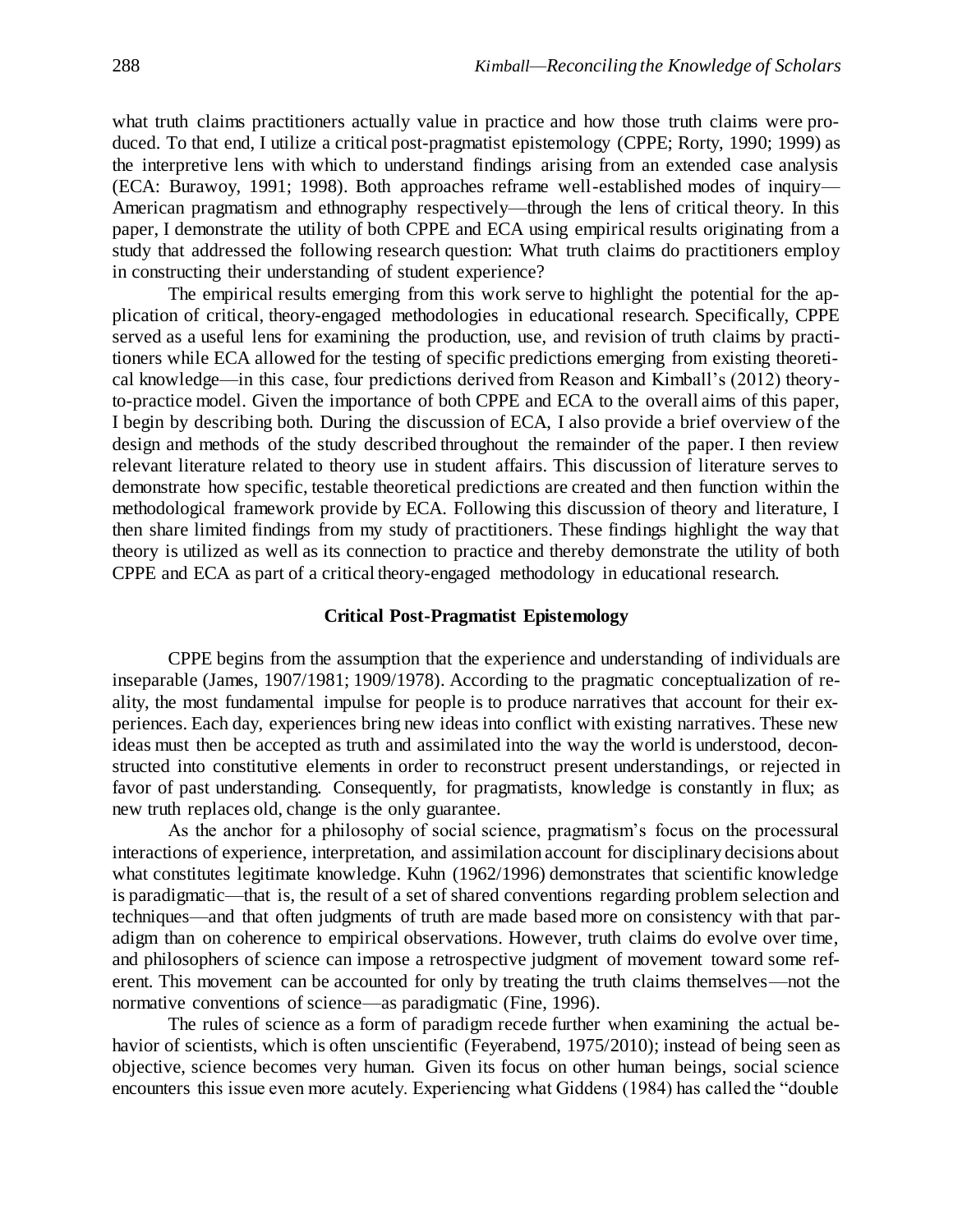what truth claims practitioners actually value in practice and how those truth claims were produced. To that end, I utilize a critical post-pragmatist epistemology (CPPE; Rorty, 1990; 1999) as the interpretive lens with which to understand findings arising from an extended case analysis (ECA: Burawoy, 1991; 1998). Both approaches reframe well-established modes of inquiry—American pragmatism and ethnography respectively—through the lens of critical theory. In this paper, I demonstrate the utility of both CPPE and ECA using empirical results originating from a study that addressed the following research question: What truth claims do practitioners employ in constructing their understanding of student experience?

The empirical results emerging from this work serve to highlight the potential for the application of critical, theory-engaged methodologies in educational research. Specifically, CPPE served as a useful lens for examining the production, use, and revision of truth claims by practitioners while ECA allowed for the testing of specific predictions emerging from existing theoretical knowledge—in this case, four predictions derived from Reason and Kimball's (2012) theory-to-practice model. Given the importance of both CPPE and ECA to the overall aims of this paper, I begin by describing both. During the discussion of ECA, I also provide a brief overview of the design and methods of the study described throughout the remainder of the paper. I then review relevant literature related to theory use in student affairs. This discussion of literature serves to demonstrate how specific, testable theoretical predictions are created and then function within the methodological framework provide by ECA. Following this discussion of theory and literature, I then share limited findings from my study of practitioners. These findings highlight the way that theory is utilized as well as its connection to practice and thereby demonstrate the utility of both CPPE and ECA as part of a critical theory-engaged methodology in educational research.

## Critical Post-Pragmatist Epistemology

CPPE begins from the assumption that the experience and understanding of individuals are inseparable (James, 1907/1981; 1909/1978). According to the pragmatic conceptualization of reality, the most fundamental impulse for people is to produce narratives that account for their experiences. Each day, experiences bring new ideas into conflict with existing narratives. These new ideas must then be accepted as truth and assimilated into the way the world is understood, deconstructed into constitutive elements in order to reconstruct present understandings, or rejected in favor of past understanding. Consequently, for pragmatists, knowledge is constantly in flux; as new truth replaces old, change is the only guarantee.

As the anchor for a philosophy of social science, pragmatism's focus on the processural interactions of experience, interpretation, and assimilation account for disciplinary decisions about what constitutes legitimate knowledge. Kuhn (1962/1996) demonstrates that scientific knowledge is paradigmatic—that is, the result of a set of shared conventions regarding problem selection and techniques—and that often judgments of truth are made based more on consistency with that paradigm than on coherence to empirical observations. However, truth claims do evolve over time, and philosophers of science can impose a retrospective judgment of movement toward some referent. This movement can be accounted for only by treating the truth claims themselves—not the normative conventions of science—as paradigmatic (Fine, 1996).

The rules of science as a form of paradigm recede further when examining the actual behavior of scientists, which is often unscientific (Feyerabend, 1975/2010); instead of being seen as objective, science becomes very human. Given its focus on other human beings, social science encounters this issue even more acutely. Experiencing what Giddens (1984) has called the "double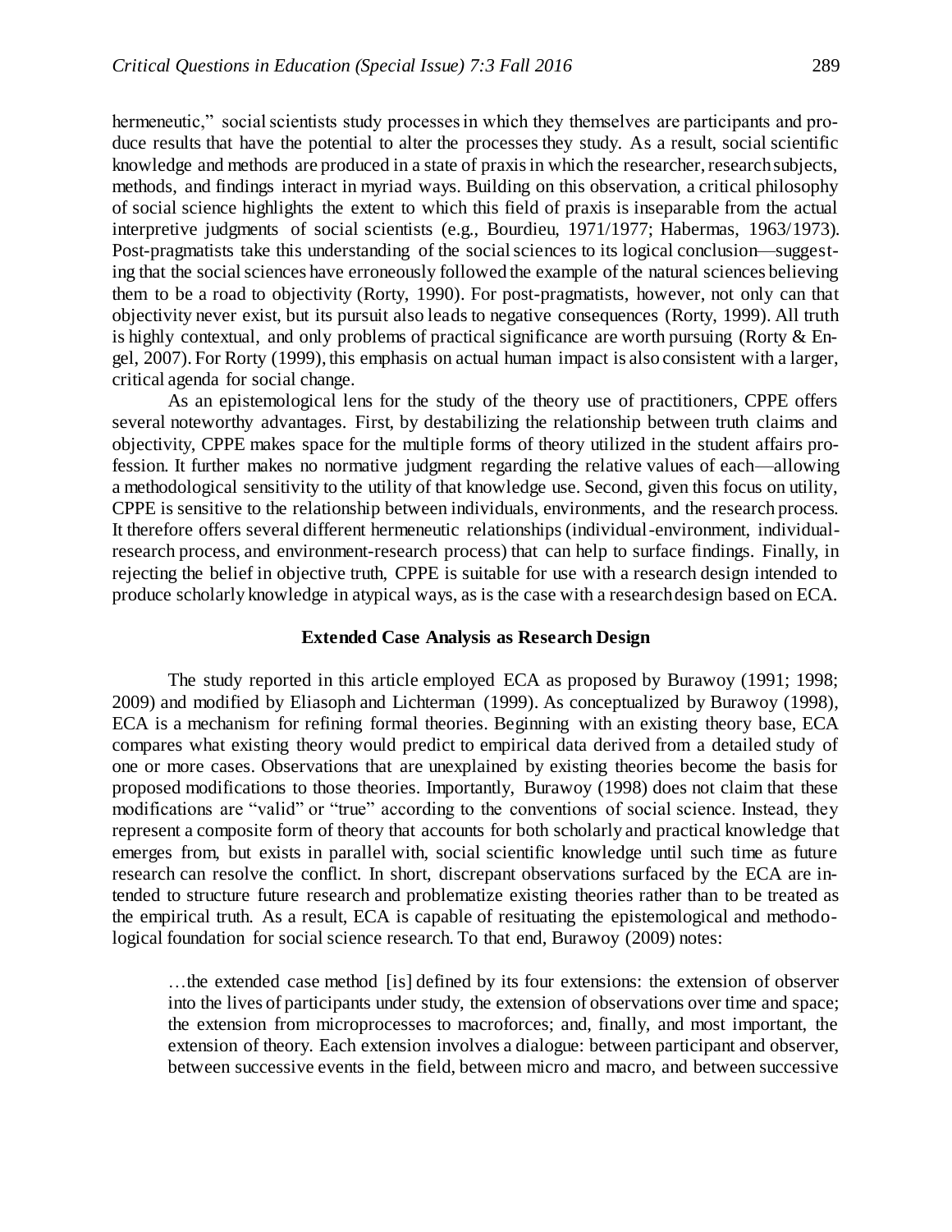hermeneutic," social scientists study processes in which they themselves are participants and produce results that have the potential to alter the processes they study. As a result, social scientific knowledge and methods are produced in a state of praxis in which the researcher, research subjects, methods, and findings interact in myriad ways. Building on this observation, a critical philosophy of social science highlights the extent to which this field of praxis is inseparable from the actual interpretive judgments of social scientists (e.g., Bourdieu, 1971/1977; Habermas, 1963/1973). Post-pragmatists take this understanding of the social sciences to its logical conclusion—suggesting that the social sciences have erroneously followed the example of the natural sciences believing them to be a road to objectivity (Rorty, 1990). For post-pragmatists, however, not only can that objectivity never exist, but its pursuit also leads to negative consequences (Rorty, 1999). All truth is highly contextual, and only problems of practical significance are worth pursuing (Rorty & Engel, 2007). For Rorty (1999), this emphasis on actual human impact is also consistent with a larger, critical agenda for social change.

As an epistemological lens for the study of the theory use of practitioners, CPPE offers several noteworthy advantages. First, by destabilizing the relationship between truth claims and objectivity, CPPE makes space for the multiple forms of theory utilized in the student affairs profession. It further makes no normative judgment regarding the relative values of each—allowing a methodological sensitivity to the utility of that knowledge use. Second, given this focus on utility, CPPE is sensitive to the relationship between individuals, environments, and the research process. It therefore offers several different hermeneutic relationships (individual-environment, individual-research process, and environment-research process) that can help to surface findings. Finally, in rejecting the belief in objective truth, CPPE is suitable for use with a research design intended to produce scholarly knowledge in atypical ways, as is the case with a research design based on ECA.

### Extended Case Analysis as Research Design

The study reported in this article employed ECA as proposed by Burawoy (1991; 1998; 2009) and modified by Eliasoph and Lichterman (1999). As conceptualized by Burawoy (1998), ECA is a mechanism for refining formal theories. Beginning with an existing theory base, ECA compares what existing theory would predict to empirical data derived from a detailed study of one or more cases. Observations that are unexplained by existing theories become the basis for proposed modifications to those theories. Importantly, Burawoy (1998) does not claim that these modifications are "valid" or "true" according to the conventions of social science. Instead, they represent a composite form of theory that accounts for both scholarly and practical knowledge that emerges from, but exists in parallel with, social scientific knowledge until such time as future research can resolve the conflict. In short, discrepant observations surfaced by the ECA are intended to structure future research and problematize existing theories rather than to be treated as the empirical truth. As a result, ECA is capable of resituating the epistemological and methodological foundation for social science research. To that end, Burawoy (2009) notes:

> …the extended case method [is] defined by its four extensions: the extension of observer into the lives of participants under study, the extension of observations over time and space; the extension from microprocesses to macroforces; and, finally, and most important, the extension of theory. Each extension involves a dialogue: between participant and observer, between successive events in the field, between micro and macro, and between successive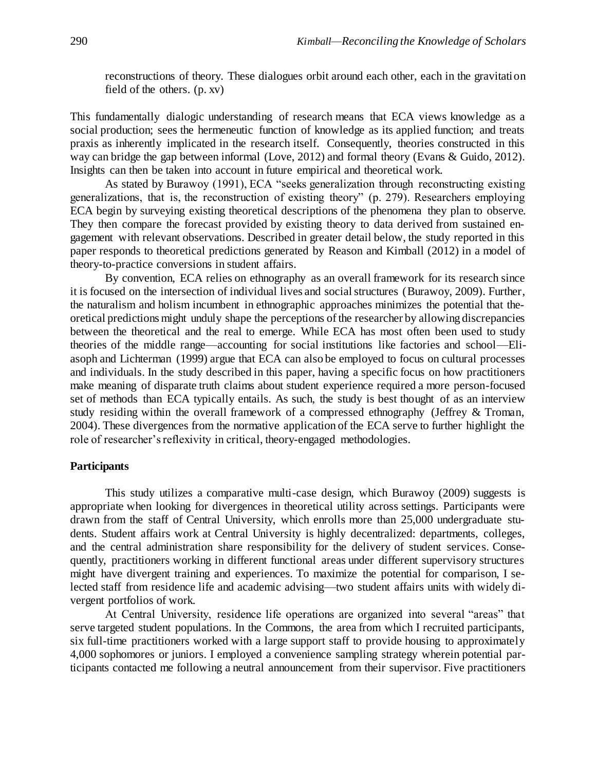reconstructions of theory. These dialogues orbit around each other, each in the gravitation field of the others. (p. xv)

This fundamentally dialogic understanding of research means that ECA views knowledge as a social production; sees the hermeneutic function of knowledge as its applied function; and treats praxis as inherently implicated in the research itself. Consequently, theories constructed in this way can bridge the gap between informal (Love, 2012) and formal theory (Evans & Guido, 2012). Insights can then be taken into account in future empirical and theoretical work.

As stated by Burawoy (1991), ECA "seeks generalization through reconstructing existing generalizations, that is, the reconstruction of existing theory" (p. 279). Researchers employing ECA begin by surveying existing theoretical descriptions of the phenomena they plan to observe. They then compare the forecast provided by existing theory to data derived from sustained engagement with relevant observations. Described in greater detail below, the study reported in this paper responds to theoretical predictions generated by Reason and Kimball (2012) in a model of theory-to-practice conversions in student affairs.

By convention, ECA relies on ethnography as an overall framework for its research since it is focused on the intersection of individual lives and social structures (Burawoy, 2009). Further, the naturalism and holism incumbent in ethnographic approaches minimizes the potential that theoretical predictions might unduly shape the perceptions of the researcher by allowing discrepancies between the theoretical and the real to emerge. While ECA has most often been used to study theories of the middle range—accounting for social institutions like factories and school—Eliasoph and Lichterman (1999) argue that ECA can also be employed to focus on cultural processes and individuals. In the study described in this paper, having a specific focus on how practitioners make meaning of disparate truth claims about student experience required a more person-focused set of methods than ECA typically entails. As such, the study is best thought of as an interview study residing within the overall framework of a compressed ethnography (Jeffrey & Troman, 2004). These divergences from the normative application of the ECA serve to further highlight the role of researcher's reflexivity in critical, theory-engaged methodologies.

**Participants**

This study utilizes a comparative multi-case design, which Burawoy (2009) suggests is appropriate when looking for divergences in theoretical utility across settings. Participants were drawn from the staff of Central University, which enrolls more than 25,000 undergraduate students. Student affairs work at Central University is highly decentralized: departments, colleges, and the central administration share responsibility for the delivery of student services. Consequently, practitioners working in different functional areas under different supervisory structures might have divergent training and experiences. To maximize the potential for comparison, I selected staff from residence life and academic advising—two student affairs units with widely divergent portfolios of work.

At Central University, residence life operations are organized into several "areas" that serve targeted student populations. In the Commons, the area from which I recruited participants, six full-time practitioners worked with a large support staff to provide housing to approximately 4,000 sophomores or juniors. I employed a convenience sampling strategy wherein potential participants contacted me following a neutral announcement from their supervisor. Five practitioners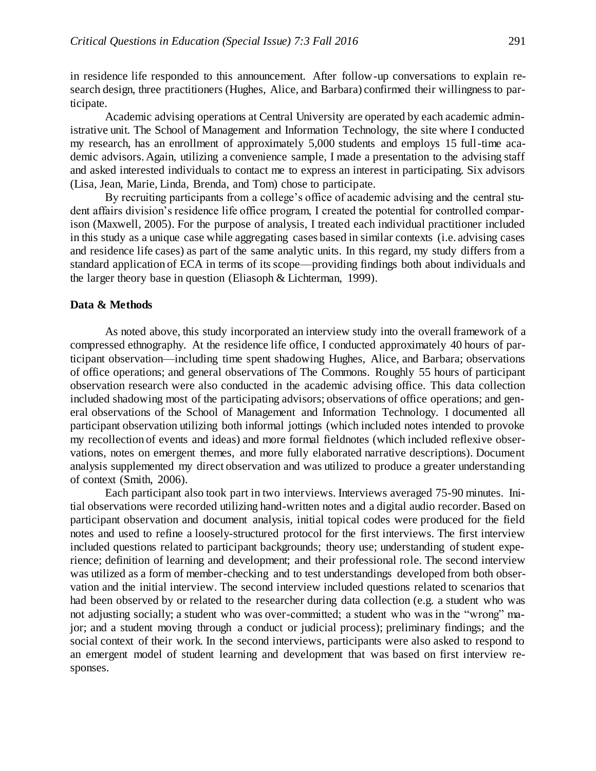in residence life responded to this announcement. After follow-up conversations to explain research design, three practitioners (Hughes, Alice, and Barbara) confirmed their willingness to participate.

Academic advising operations at Central University are operated by each academic administrative unit. The School of Management and Information Technology, the site where I conducted my research, has an enrollment of approximately 5,000 students and employs 15 full-time academic advisors. Again, utilizing a convenience sample, I made a presentation to the advising staff and asked interested individuals to contact me to express an interest in participating. Six advisors (Lisa, Jean, Marie, Linda, Brenda, and Tom) chose to participate.

By recruiting participants from a college's office of academic advising and the central student affairs division's residence life office program, I created the potential for controlled comparison (Maxwell, 2005). For the purpose of analysis, I treated each individual practitioner included in this study as a unique case while aggregating cases based in similar contexts (i.e. advising cases and residence life cases) as part of the same analytic units. In this regard, my study differs from a standard application of ECA in terms of its scope—providing findings both about individuals and the larger theory base in question (Eliasoph & Lichterman, 1999).

### Data & Methods

As noted above, this study incorporated an interview study into the overall framework of a compressed ethnography. At the residence life office, I conducted approximately 40 hours of participant observation—including time spent shadowing Hughes, Alice, and Barbara; observations of office operations; and general observations of The Commons. Roughly 55 hours of participant observation research were also conducted in the academic advising office. This data collection included shadowing most of the participating advisors; observations of office operations; and general observations of the School of Management and Information Technology. I documented all participant observation utilizing both informal jottings (which included notes intended to provoke my recollection of events and ideas) and more formal fieldnotes (which included reflexive observations, notes on emergent themes, and more fully elaborated narrative descriptions). Document analysis supplemented my direct observation and was utilized to produce a greater understanding of context (Smith, 2006).

Each participant also took part in two interviews. Interviews averaged 75-90 minutes. Initial observations were recorded utilizing hand-written notes and a digital audio recorder. Based on participant observation and document analysis, initial topical codes were produced for the field notes and used to refine a loosely-structured protocol for the first interviews. The first interview included questions related to participant backgrounds; theory use; understanding of student experience; definition of learning and development; and their professional role. The second interview was utilized as a form of member-checking and to test understandings developed from both observation and the initial interview. The second interview included questions related to scenarios that had been observed by or related to the researcher during data collection (e.g. a student who was not adjusting socially; a student who was over-committed; a student who was in the "wrong" major; and a student moving through a conduct or judicial process); preliminary findings; and the social context of their work. In the second interviews, participants were also asked to respond to an emergent model of student learning and development that was based on first interview responses.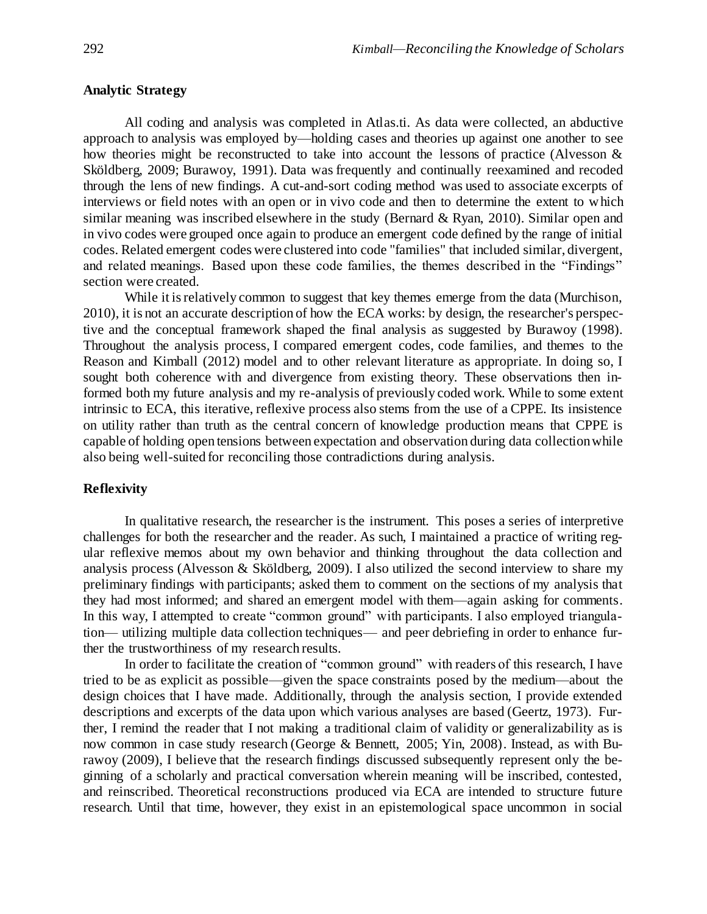### Analytic Strategy

All coding and analysis was completed in Atlas.ti. As data were collected, an abductive approach to analysis was employed by—holding cases and theories up against one another to see how theories might be reconstructed to take into account the lessons of practice (Alvesson & Sköldberg, 2009; Burawoy, 1991). Data was frequently and continually reexamined and recoded through the lens of new findings. A cut-and-sort coding method was used to associate excerpts of interviews or field notes with an open or in vivo code and then to determine the extent to which similar meaning was inscribed elsewhere in the study (Bernard & Ryan, 2010). Similar open and in vivo codes were grouped once again to produce an emergent code defined by the range of initial codes. Related emergent codes were clustered into code "families" that included similar, divergent, and related meanings. Based upon these code families, the themes described in the "Findings" section were created.

While it is relatively common to suggest that key themes emerge from the data (Murchison, 2010), it is not an accurate description of how the ECA works: by design, the researcher's perspective and the conceptual framework shaped the final analysis as suggested by Burawoy (1998). Throughout the analysis process, I compared emergent codes, code families, and themes to the Reason and Kimball (2012) model and to other relevant literature as appropriate. In doing so, I sought both coherence with and divergence from existing theory. These observations then informed both my future analysis and my re-analysis of previously coded work. While to some extent intrinsic to ECA, this iterative, reflexive process also stems from the use of a CPPE. Its insistence on utility rather than truth as the central concern of knowledge production means that CPPE is capable of holding open tensions between expectation and observation during data collection while also being well-suited for reconciling those contradictions during analysis.

### Reflexivity

In qualitative research, the researcher is the instrument. This poses a series of interpretive challenges for both the researcher and the reader. As such, I maintained a practice of writing regular reflexive memos about my own behavior and thinking throughout the data collection and analysis process (Alvesson & Sköldberg, 2009). I also utilized the second interview to share my preliminary findings with participants; asked them to comment on the sections of my analysis that they had most informed; and shared an emergent model with them—again asking for comments. In this way, I attempted to create "common ground" with participants. I also employed triangulation— utilizing multiple data collection techniques— and peer debriefing in order to enhance further the trustworthiness of my research results.

In order to facilitate the creation of "common ground" with readers of this research, I have tried to be as explicit as possible—given the space constraints posed by the medium—about the design choices that I have made. Additionally, through the analysis section, I provide extended descriptions and excerpts of the data upon which various analyses are based (Geertz, 1973). Further, I remind the reader that I not making a traditional claim of validity or generalizability as is now common in case study research (George & Bennett, 2005; Yin, 2008). Instead, as with Burawoy (2009), I believe that the research findings discussed subsequently represent only the beginning of a scholarly and practical conversation wherein meaning will be inscribed, contested, and reinscribed. Theoretical reconstructions produced via ECA are intended to structure future research. Until that time, however, they exist in an epistemological space uncommon in social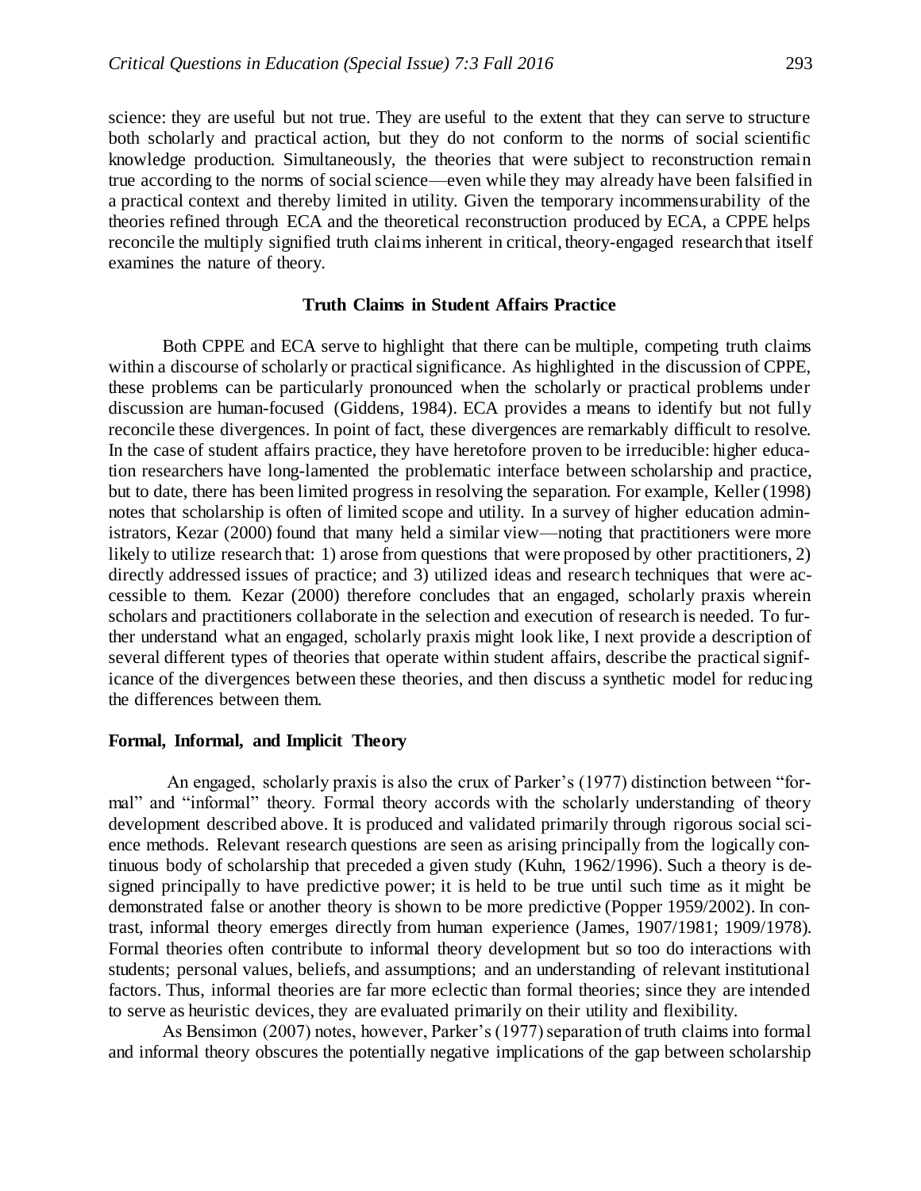science: they are useful but not true. They are useful to the extent that they can serve to structure both scholarly and practical action, but they do not conform to the norms of social scientific knowledge production. Simultaneously, the theories that were subject to reconstruction remain true according to the norms of social science—even while they may already have been falsified in a practical context and thereby limited in utility. Given the temporary incommensurability of the theories refined through ECA and the theoretical reconstruction produced by ECA, a CPPE helps reconcile the multiply signified truth claims inherent in critical, theory-engaged research that itself examines the nature of theory.

## Truth Claims in Student Affairs Practice

Both CPPE and ECA serve to highlight that there can be multiple, competing truth claims within a discourse of scholarly or practical significance. As highlighted in the discussion of CPPE, these problems can be particularly pronounced when the scholarly or practical problems under discussion are human-focused (Giddens, 1984). ECA provides a means to identify but not fully reconcile these divergences. In point of fact, these divergences are remarkably difficult to resolve. In the case of student affairs practice, they have heretofore proven to be irreducible: higher education researchers have long-lamented the problematic interface between scholarship and practice, but to date, there has been limited progress in resolving the separation. For example, Keller (1998) notes that scholarship is often of limited scope and utility. In a survey of higher education administrators, Kezar (2000) found that many held a similar view—noting that practitioners were more likely to utilize research that: 1) arose from questions that were proposed by other practitioners, 2) directly addressed issues of practice; and 3) utilized ideas and research techniques that were accessible to them. Kezar (2000) therefore concludes that an engaged, scholarly praxis wherein scholars and practitioners collaborate in the selection and execution of research is needed. To further understand what an engaged, scholarly praxis might look like, I next provide a description of several different types of theories that operate within student affairs, describe the practical significance of the divergences between these theories, and then discuss a synthetic model for reducing the differences between them.

### Formal, Informal, and Implicit Theory

An engaged, scholarly praxis is also the crux of Parker's (1977) distinction between "formal" and "informal" theory. Formal theory accords with the scholarly understanding of theory development described above. It is produced and validated primarily through rigorous social science methods. Relevant research questions are seen as arising principally from the logically continuous body of scholarship that preceded a given study (Kuhn, 1962/1996). Such a theory is designed principally to have predictive power; it is held to be true until such time as it might be demonstrated false or another theory is shown to be more predictive (Popper 1959/2002). In contrast, informal theory emerges directly from human experience (James, 1907/1981; 1909/1978). Formal theories often contribute to informal theory development but so too do interactions with students; personal values, beliefs, and assumptions; and an understanding of relevant institutional factors. Thus, informal theories are far more eclectic than formal theories; since they are intended to serve as heuristic devices, they are evaluated primarily on their utility and flexibility.

As Bensimon (2007) notes, however, Parker's (1977) separation of truth claims into formal and informal theory obscures the potentially negative implications of the gap between scholarship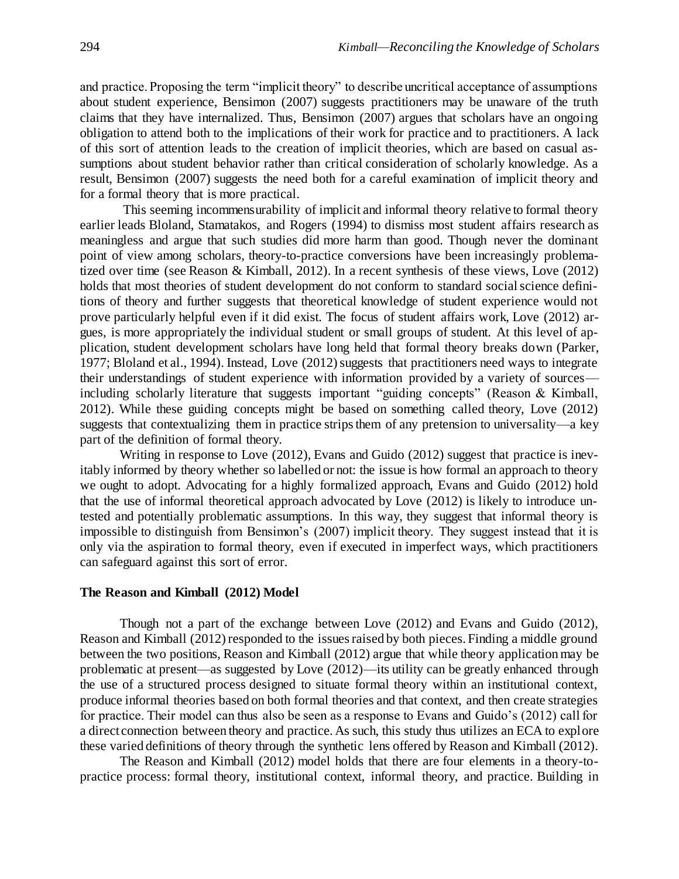and practice. Proposing the term "implicit theory" to describe uncritical acceptance of assumptions about student experience, Bensimon (2007) suggests practitioners may be unaware of the truth claims that they have internalized. Thus, Bensimon (2007) argues that scholars have an ongoing obligation to attend both to the implications of their work for practice and to practitioners. A lack of this sort of attention leads to the creation of implicit theories, which are based on casual assumptions about student behavior rather than critical consideration of scholarly knowledge. As a result, Bensimon (2007) suggests the need both for a careful examination of implicit theory and for a formal theory that is more practical.

This seeming incommensurability of implicit and informal theory relative to formal theory earlier leads Bloland, Stamatakos, and Rogers (1994) to dismiss most student affairs research as meaningless and argue that such studies did more harm than good. Though never the dominant point of view among scholars, theory-to-practice conversions have been increasingly problematized over time (see Reason & Kimball, 2012). In a recent synthesis of these views, Love (2012) holds that most theories of student development do not conform to standard social science definitions of theory and further suggests that theoretical knowledge of student experience would not prove particularly helpful even if it did exist. The focus of student affairs work, Love (2012) argues, is more appropriately the individual student or small groups of student. At this level of application, student development scholars have long held that formal theory breaks down (Parker, 1977; Bloland et al., 1994). Instead, Love (2012) suggests that practitioners need ways to integrate their understandings of student experience with information provided by a variety of sources—including scholarly literature that suggests important "guiding concepts" (Reason & Kimball, 2012). While these guiding concepts might be based on something called theory, Love (2012) suggests that contextualizing them in practice strips them of any pretension to universality—a key part of the definition of formal theory.

Writing in response to Love (2012), Evans and Guido (2012) suggest that practice is inevitably informed by theory whether so labelled or not: the issue is how formal an approach to theory we ought to adopt. Advocating for a highly formalized approach, Evans and Guido (2012) hold that the use of informal theoretical approach advocated by Love (2012) is likely to introduce untested and potentially problematic assumptions. In this way, they suggest that informal theory is impossible to distinguish from Bensimon's (2007) implicit theory. They suggest instead that it is only via the aspiration to formal theory, even if executed in imperfect ways, which practitioners can safeguard against this sort of error.

### The Reason and Kimball (2012) Model

Though not a part of the exchange between Love (2012) and Evans and Guido (2012), Reason and Kimball (2012) responded to the issues raised by both pieces. Finding a middle ground between the two positions, Reason and Kimball (2012) argue that while theory application may be problematic at present—as suggested by Love (2012)—its utility can be greatly enhanced through the use of a structured process designed to situate formal theory within an institutional context, produce informal theories based on both formal theories and that context, and then create strategies for practice. Their model can thus also be seen as a response to Evans and Guido's (2012) call for a direct connection between theory and practice. As such, this study thus utilizes an ECA to explore these varied definitions of theory through the synthetic lens offered by Reason and Kimball (2012).

The Reason and Kimball (2012) model holds that there are four elements in a theory-to-practice process: formal theory, institutional context, informal theory, and practice. Building in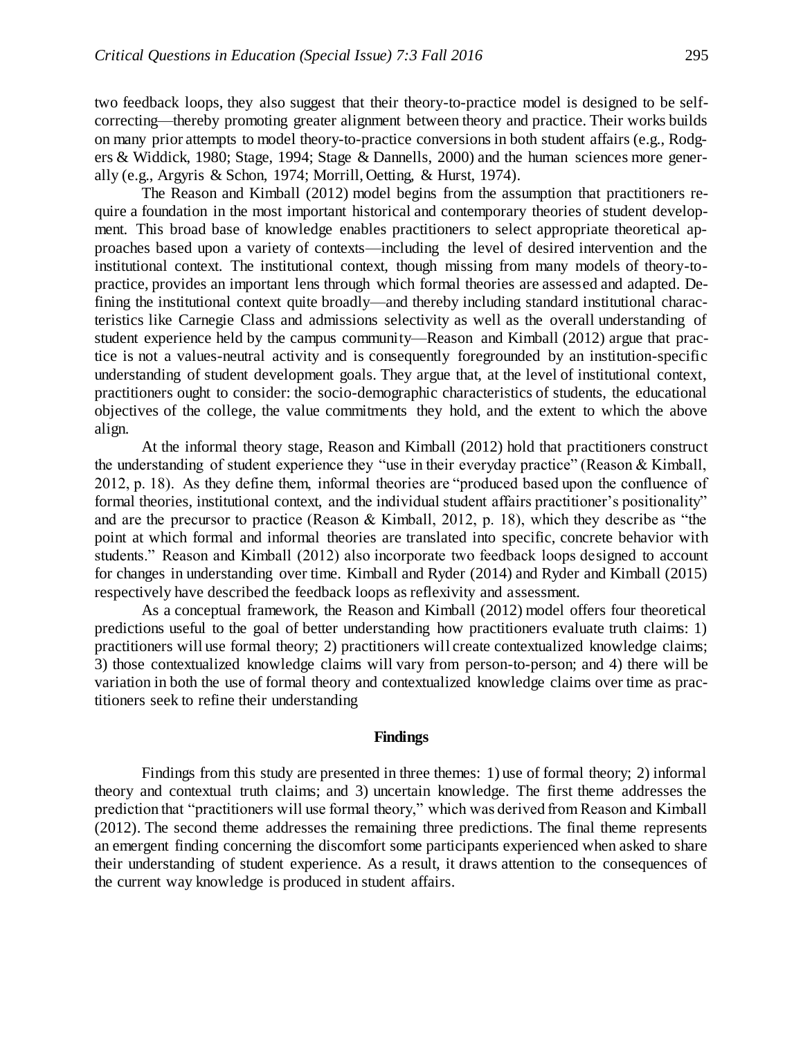two feedback loops, they also suggest that their theory-to-practice model is designed to be self-correcting—thereby promoting greater alignment between theory and practice. Their works builds on many prior attempts to model theory-to-practice conversions in both student affairs (e.g., Rodgers & Widdick, 1980; Stage, 1994; Stage & Dannells, 2000) and the human sciences more generally (e.g., Argyris & Schon, 1974; Morrill, Oetting, & Hurst, 1974).

The Reason and Kimball (2012) model begins from the assumption that practitioners require a foundation in the most important historical and contemporary theories of student development. This broad base of knowledge enables practitioners to select appropriate theoretical approaches based upon a variety of contexts—including the level of desired intervention and the institutional context. The institutional context, though missing from many models of theory-to-practice, provides an important lens through which formal theories are assessed and adapted. Defining the institutional context quite broadly—and thereby including standard institutional characteristics like Carnegie Class and admissions selectivity as well as the overall understanding of student experience held by the campus community—Reason and Kimball (2012) argue that practice is not a values-neutral activity and is consequently foregrounded by an institution-specific understanding of student development goals. They argue that, at the level of institutional context, practitioners ought to consider: the socio-demographic characteristics of students, the educational objectives of the college, the value commitments they hold, and the extent to which the above align.

At the informal theory stage, Reason and Kimball (2012) hold that practitioners construct the understanding of student experience they "use in their everyday practice" (Reason & Kimball, 2012, p. 18). As they define them, informal theories are "produced based upon the confluence of formal theories, institutional context, and the individual student affairs practitioner's positionality" and are the precursor to practice (Reason & Kimball, 2012, p. 18), which they describe as "the point at which formal and informal theories are translated into specific, concrete behavior with students." Reason and Kimball (2012) also incorporate two feedback loops designed to account for changes in understanding over time. Kimball and Ryder (2014) and Ryder and Kimball (2015) respectively have described the feedback loops as reflexivity and assessment.

As a conceptual framework, the Reason and Kimball (2012) model offers four theoretical predictions useful to the goal of better understanding how practitioners evaluate truth claims: 1) practitioners will use formal theory; 2) practitioners will create contextualized knowledge claims; 3) those contextualized knowledge claims will vary from person-to-person; and 4) there will be variation in both the use of formal theory and contextualized knowledge claims over time as practitioners seek to refine their understanding

## Findings

Findings from this study are presented in three themes: 1) use of formal theory; 2) informal theory and contextual truth claims; and 3) uncertain knowledge. The first theme addresses the prediction that "practitioners will use formal theory," which was derived from Reason and Kimball (2012). The second theme addresses the remaining three predictions. The final theme represents an emergent finding concerning the discomfort some participants experienced when asked to share their understanding of student experience. As a result, it draws attention to the consequences of the current way knowledge is produced in student affairs.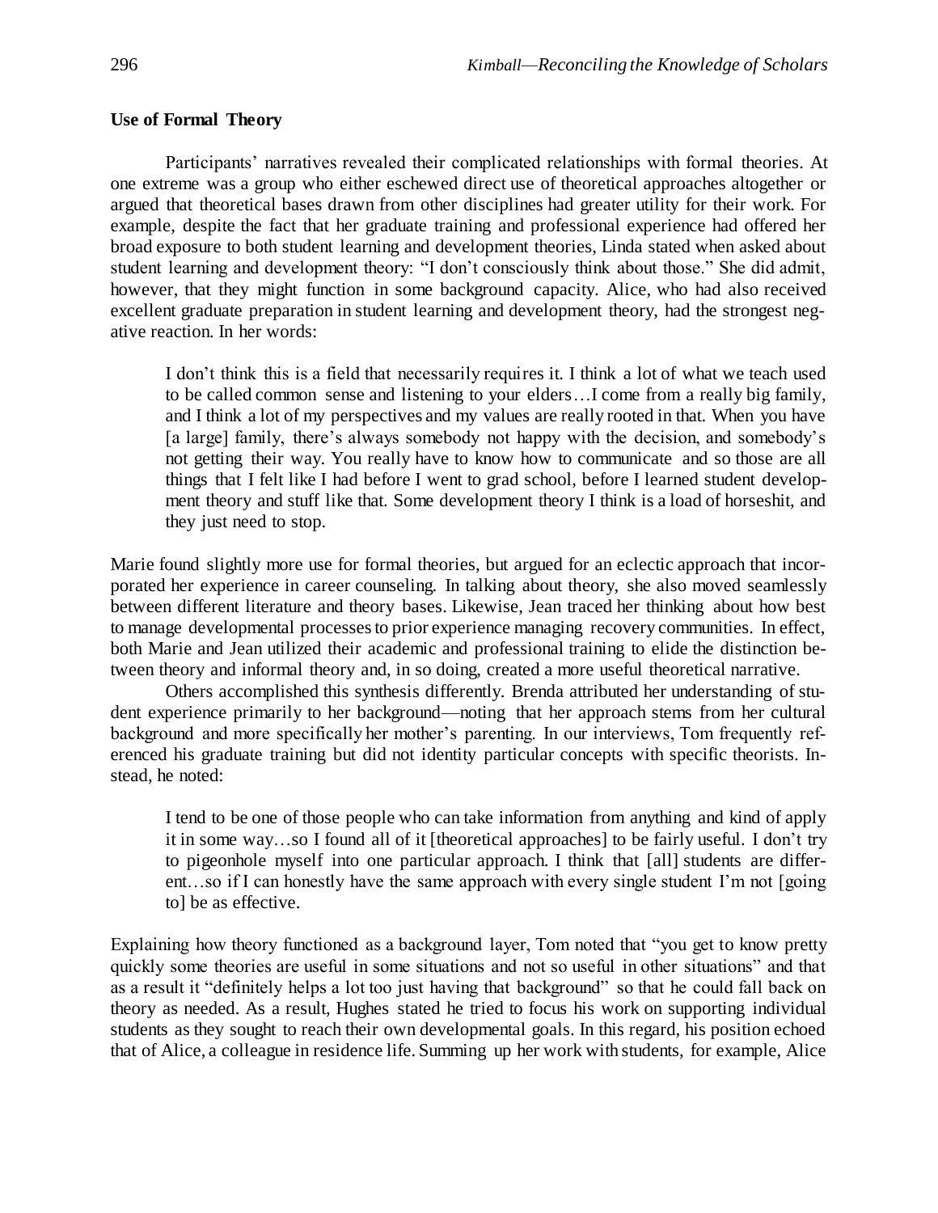**Use of Formal Theory**

Participants' narratives revealed their complicated relationships with formal theories. At one extreme was a group who either eschewed direct use of theoretical approaches altogether or argued that theoretical bases drawn from other disciplines had greater utility for their work. For example, despite the fact that her graduate training and professional experience had offered her broad exposure to both student learning and development theories, Linda stated when asked about student learning and development theory: "I don't consciously think about those." She did admit, however, that they might function in some background capacity. Alice, who had also received excellent graduate preparation in student learning and development theory, had the strongest negative reaction. In her words:

> I don't think this is a field that necessarily requires it. I think a lot of what we teach used to be called common sense and listening to your elders…I come from a really big family, and I think a lot of my perspectives and my values are really rooted in that. When you have [a large] family, there's always somebody not happy with the decision, and somebody's not getting their way. You really have to know how to communicate and so those are all things that I felt like I had before I went to grad school, before I learned student development theory and stuff like that. Some development theory I think is a load of horseshit, and they just need to stop.

Marie found slightly more use for formal theories, but argued for an eclectic approach that incorporated her experience in career counseling. In talking about theory, she also moved seamlessly between different literature and theory bases. Likewise, Jean traced her thinking about how best to manage developmental processes to prior experience managing recovery communities. In effect, both Marie and Jean utilized their academic and professional training to elide the distinction between theory and informal theory and, in so doing, created a more useful theoretical narrative.

Others accomplished this synthesis differently. Brenda attributed her understanding of student experience primarily to her background—noting that her approach stems from her cultural background and more specifically her mother's parenting. In our interviews, Tom frequently referenced his graduate training but did not identity particular concepts with specific theorists. Instead, he noted:

> I tend to be one of those people who can take information from anything and kind of apply it in some way…so I found all of it [theoretical approaches] to be fairly useful. I don't try to pigeonhole myself into one particular approach. I think that [all] students are different…so if I can honestly have the same approach with every single student I'm not [going to] be as effective.

Explaining how theory functioned as a background layer, Tom noted that "you get to know pretty quickly some theories are useful in some situations and not so useful in other situations" and that as a result it "definitely helps a lot too just having that background" so that he could fall back on theory as needed. As a result, Hughes stated he tried to focus his work on supporting individual students as they sought to reach their own developmental goals. In this regard, his position echoed that of Alice, a colleague in residence life. Summing up her work with students, for example, Alice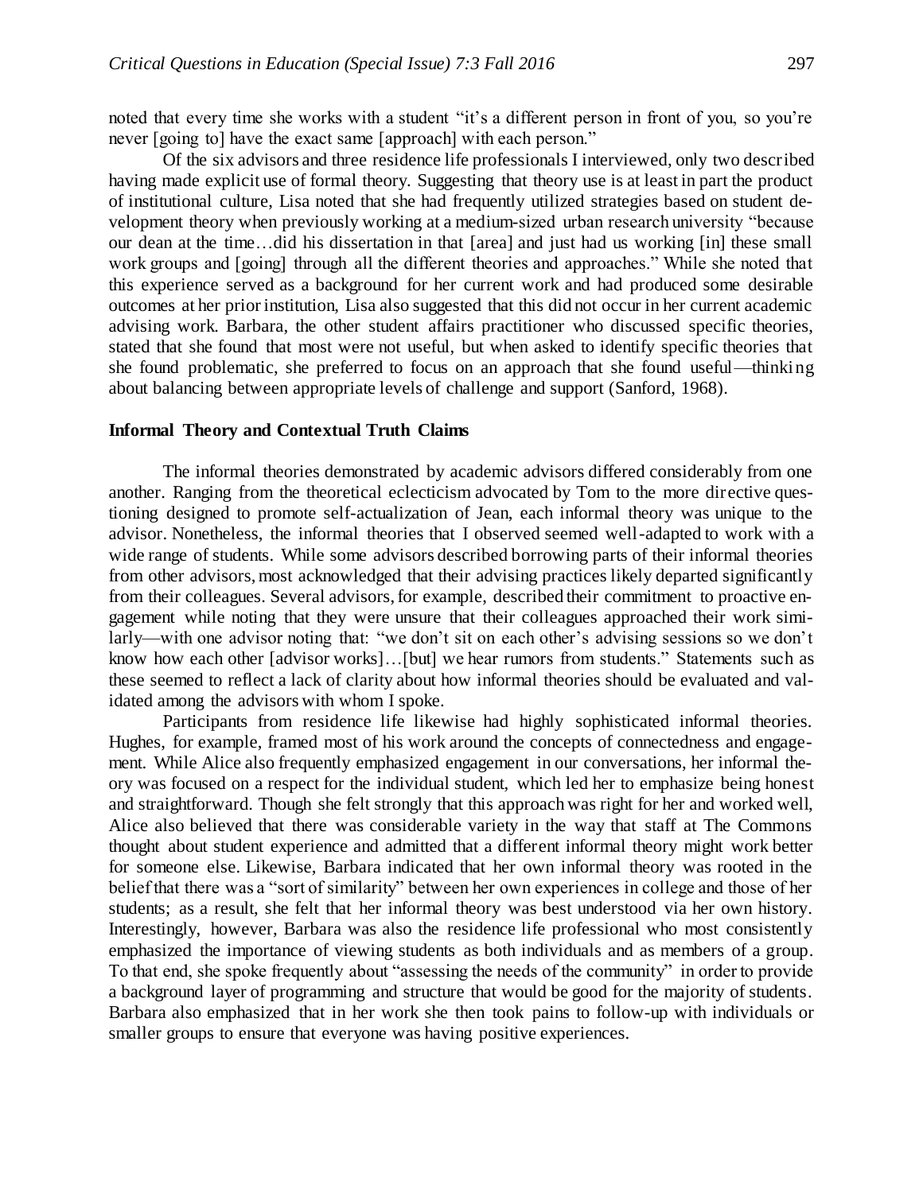noted that every time she works with a student "it's a different person in front of you, so you're never [going to] have the exact same [approach] with each person."

Of the six advisors and three residence life professionals I interviewed, only two described having made explicit use of formal theory. Suggesting that theory use is at least in part the product of institutional culture, Lisa noted that she had frequently utilized strategies based on student development theory when previously working at a medium-sized urban research university "because our dean at the time…did his dissertation in that [area] and just had us working [in] these small work groups and [going] through all the different theories and approaches." While she noted that this experience served as a background for her current work and had produced some desirable outcomes at her prior institution, Lisa also suggested that this did not occur in her current academic advising work. Barbara, the other student affairs practitioner who discussed specific theories, stated that she found that most were not useful, but when asked to identify specific theories that she found problematic, she preferred to focus on an approach that she found useful—thinking about balancing between appropriate levels of challenge and support (Sanford, 1968).

### Informal Theory and Contextual Truth Claims

The informal theories demonstrated by academic advisors differed considerably from one another. Ranging from the theoretical eclecticism advocated by Tom to the more directive questioning designed to promote self-actualization of Jean, each informal theory was unique to the advisor. Nonetheless, the informal theories that I observed seemed well-adapted to work with a wide range of students. While some advisors described borrowing parts of their informal theories from other advisors, most acknowledged that their advising practices likely departed significantly from their colleagues. Several advisors, for example, described their commitment to proactive engagement while noting that they were unsure that their colleagues approached their work similarly—with one advisor noting that: "we don't sit on each other's advising sessions so we don't know how each other [advisor works]…[but] we hear rumors from students." Statements such as these seemed to reflect a lack of clarity about how informal theories should be evaluated and validated among the advisors with whom I spoke.

Participants from residence life likewise had highly sophisticated informal theories. Hughes, for example, framed most of his work around the concepts of connectedness and engagement. While Alice also frequently emphasized engagement in our conversations, her informal theory was focused on a respect for the individual student, which led her to emphasize being honest and straightforward. Though she felt strongly that this approach was right for her and worked well, Alice also believed that there was considerable variety in the way that staff at The Commons thought about student experience and admitted that a different informal theory might work better for someone else. Likewise, Barbara indicated that her own informal theory was rooted in the belief that there was a "sort of similarity" between her own experiences in college and those of her students; as a result, she felt that her informal theory was best understood via her own history. Interestingly, however, Barbara was also the residence life professional who most consistently emphasized the importance of viewing students as both individuals and as members of a group. To that end, she spoke frequently about "assessing the needs of the community" in order to provide a background layer of programming and structure that would be good for the majority of students. Barbara also emphasized that in her work she then took pains to follow-up with individuals or smaller groups to ensure that everyone was having positive experiences.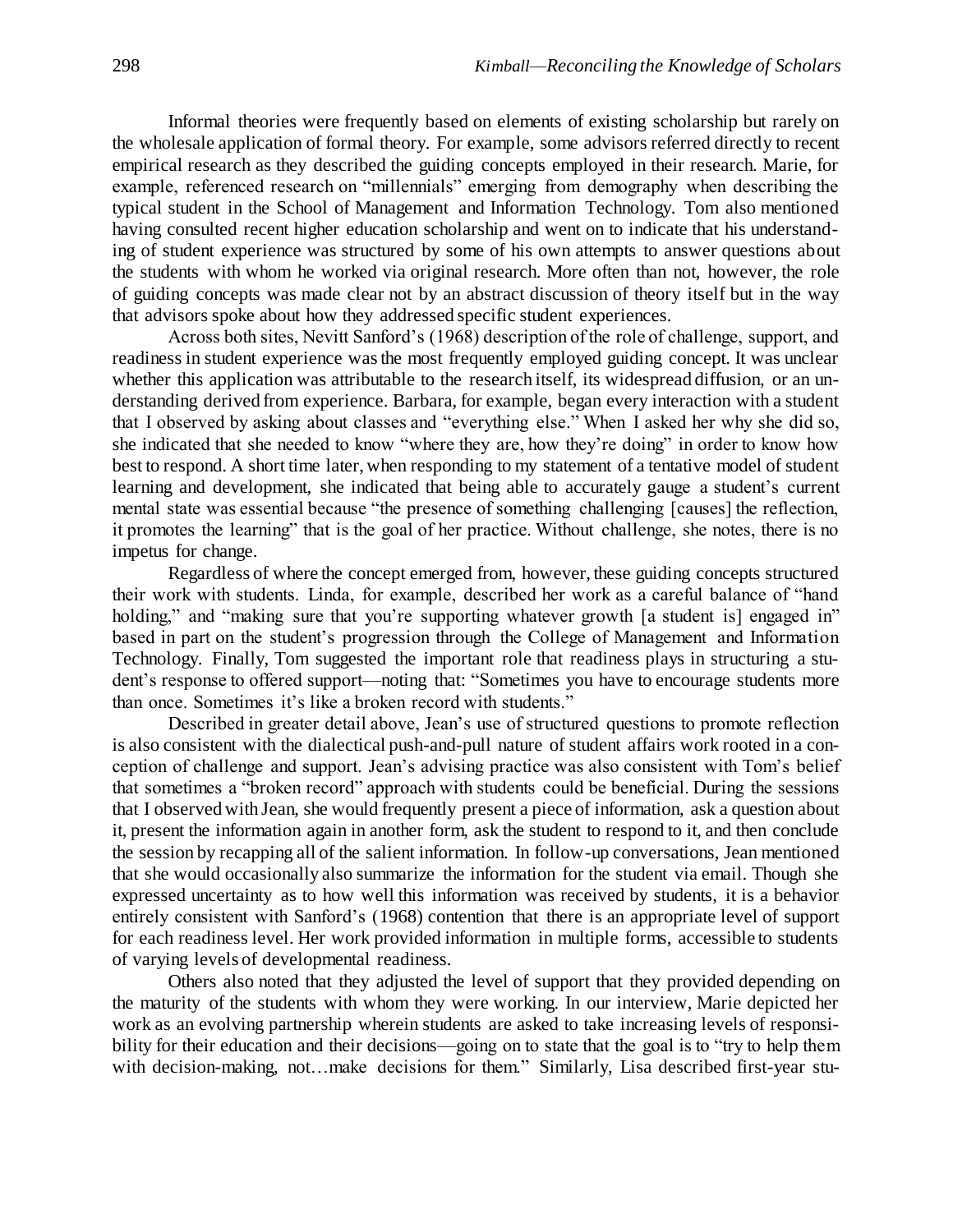Informal theories were frequently based on elements of existing scholarship but rarely on the wholesale application of formal theory. For example, some advisors referred directly to recent empirical research as they described the guiding concepts employed in their research. Marie, for example, referenced research on "millennials" emerging from demography when describing the typical student in the School of Management and Information Technology. Tom also mentioned having consulted recent higher education scholarship and went on to indicate that his understanding of student experience was structured by some of his own attempts to answer questions about the students with whom he worked via original research. More often than not, however, the role of guiding concepts was made clear not by an abstract discussion of theory itself but in the way that advisors spoke about how they addressed specific student experiences.

Across both sites, Nevitt Sanford's (1968) description of the role of challenge, support, and readiness in student experience was the most frequently employed guiding concept. It was unclear whether this application was attributable to the research itself, its widespread diffusion, or an understanding derived from experience. Barbara, for example, began every interaction with a student that I observed by asking about classes and "everything else." When I asked her why she did so, she indicated that she needed to know "where they are, how they're doing" in order to know how best to respond. A short time later, when responding to my statement of a tentative model of student learning and development, she indicated that being able to accurately gauge a student's current mental state was essential because "the presence of something challenging [causes] the reflection, it promotes the learning" that is the goal of her practice. Without challenge, she notes, there is no impetus for change.

Regardless of where the concept emerged from, however, these guiding concepts structured their work with students. Linda, for example, described her work as a careful balance of "hand holding," and "making sure that you're supporting whatever growth [a student is] engaged in" based in part on the student's progression through the College of Management and Information Technology. Finally, Tom suggested the important role that readiness plays in structuring a student's response to offered support—noting that: "Sometimes you have to encourage students more than once. Sometimes it's like a broken record with students."

Described in greater detail above, Jean's use of structured questions to promote reflection is also consistent with the dialectical push-and-pull nature of student affairs work rooted in a conception of challenge and support. Jean's advising practice was also consistent with Tom's belief that sometimes a "broken record" approach with students could be beneficial. During the sessions that I observed with Jean, she would frequently present a piece of information, ask a question about it, present the information again in another form, ask the student to respond to it, and then conclude the session by recapping all of the salient information. In follow-up conversations, Jean mentioned that she would occasionally also summarize the information for the student via email. Though she expressed uncertainty as to how well this information was received by students, it is a behavior entirely consistent with Sanford's (1968) contention that there is an appropriate level of support for each readiness level. Her work provided information in multiple forms, accessible to students of varying levels of developmental readiness.

Others also noted that they adjusted the level of support that they provided depending on the maturity of the students with whom they were working. In our interview, Marie depicted her work as an evolving partnership wherein students are asked to take increasing levels of responsibility for their education and their decisions—going on to state that the goal is to "try to help them with decision-making, not…make decisions for them." Similarly, Lisa described first-year stu-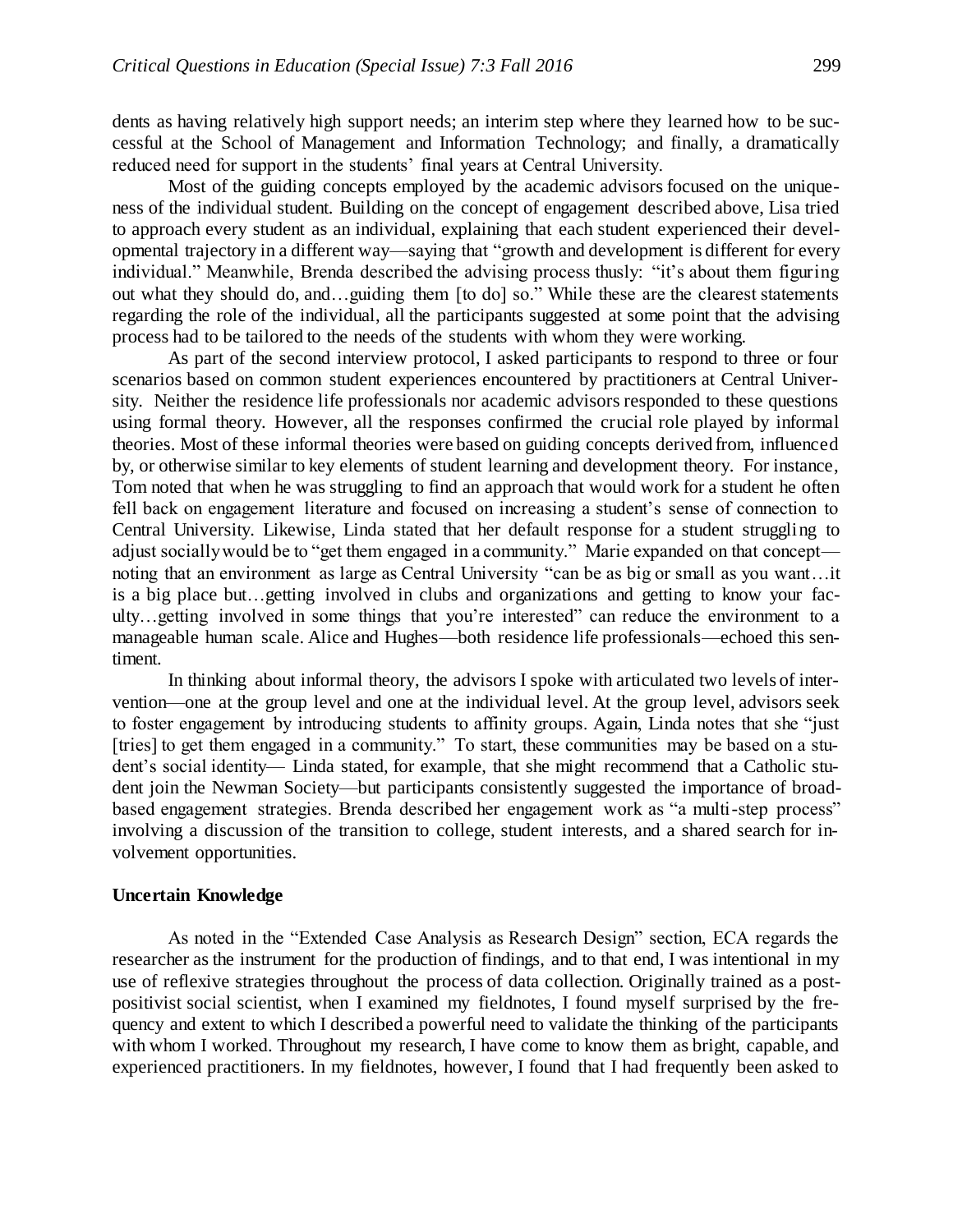dents as having relatively high support needs; an interim step where they learned how to be successful at the School of Management and Information Technology; and finally, a dramatically reduced need for support in the students' final years at Central University.

Most of the guiding concepts employed by the academic advisors focused on the uniqueness of the individual student. Building on the concept of engagement described above, Lisa tried to approach every student as an individual, explaining that each student experienced their developmental trajectory in a different way—saying that "growth and development is different for every individual." Meanwhile, Brenda described the advising process thusly: "it's about them figuring out what they should do, and…guiding them [to do] so." While these are the clearest statements regarding the role of the individual, all the participants suggested at some point that the advising process had to be tailored to the needs of the students with whom they were working.

As part of the second interview protocol, I asked participants to respond to three or four scenarios based on common student experiences encountered by practitioners at Central University. Neither the residence life professionals nor academic advisors responded to these questions using formal theory. However, all the responses confirmed the crucial role played by informal theories. Most of these informal theories were based on guiding concepts derived from, influenced by, or otherwise similar to key elements of student learning and development theory. For instance, Tom noted that when he was struggling to find an approach that would work for a student he often fell back on engagement literature and focused on increasing a student's sense of connection to Central University. Likewise, Linda stated that her default response for a student struggling to adjust socially would be to "get them engaged in a community." Marie expanded on that concept—noting that an environment as large as Central University "can be as big or small as you want…it is a big place but…getting involved in clubs and organizations and getting to know your faculty…getting involved in some things that you're interested" can reduce the environment to a manageable human scale. Alice and Hughes—both residence life professionals—echoed this sentiment.

In thinking about informal theory, the advisors I spoke with articulated two levels of intervention—one at the group level and one at the individual level. At the group level, advisors seek to foster engagement by introducing students to affinity groups. Again, Linda notes that she "just [tries] to get them engaged in a community." To start, these communities may be based on a student's social identity— Linda stated, for example, that she might recommend that a Catholic student join the Newman Society—but participants consistently suggested the importance of broad-based engagement strategies. Brenda described her engagement work as "a multi-step process" involving a discussion of the transition to college, student interests, and a shared search for involvement opportunities.

### Uncertain Knowledge

As noted in the "Extended Case Analysis as Research Design" section, ECA regards the researcher as the instrument for the production of findings, and to that end, I was intentional in my use of reflexive strategies throughout the process of data collection. Originally trained as a post-positivist social scientist, when I examined my fieldnotes, I found myself surprised by the frequency and extent to which I described a powerful need to validate the thinking of the participants with whom I worked. Throughout my research, I have come to know them as bright, capable, and experienced practitioners. In my fieldnotes, however, I found that I had frequently been asked to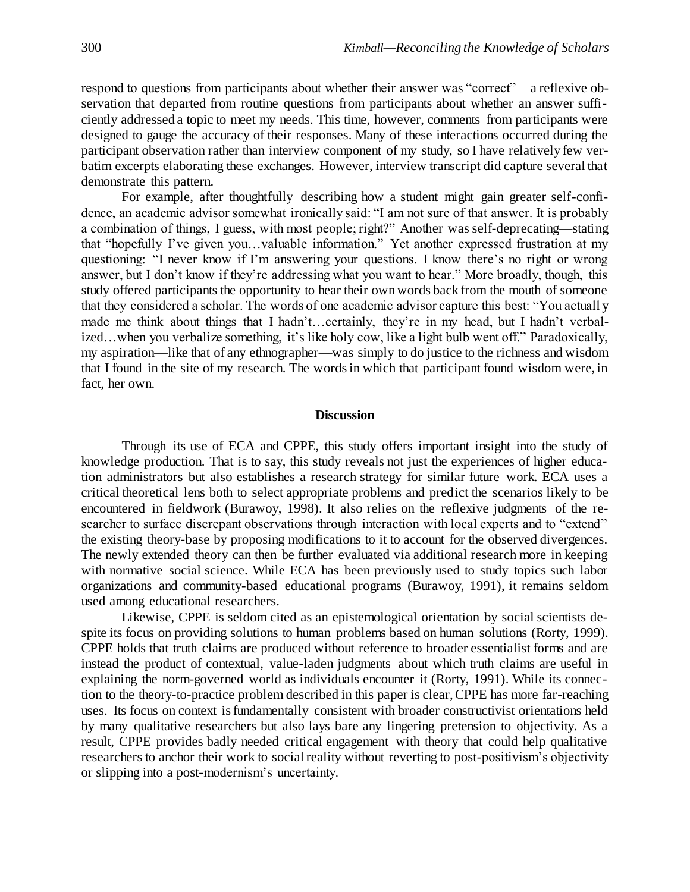respond to questions from participants about whether their answer was "correct"—a reflexive observation that departed from routine questions from participants about whether an answer sufficiently addressed a topic to meet my needs. This time, however, comments from participants were designed to gauge the accuracy of their responses. Many of these interactions occurred during the participant observation rather than interview component of my study, so I have relatively few verbatim excerpts elaborating these exchanges. However, interview transcript did capture several that demonstrate this pattern.

For example, after thoughtfully describing how a student might gain greater self-confidence, an academic advisor somewhat ironically said: "I am not sure of that answer. It is probably a combination of things, I guess, with most people; right?" Another was self-deprecating—stating that "hopefully I've given you…valuable information." Yet another expressed frustration at my questioning: "I never know if I'm answering your questions. I know there's no right or wrong answer, but I don't know if they're addressing what you want to hear." More broadly, though, this study offered participants the opportunity to hear their own words back from the mouth of someone that they considered a scholar. The words of one academic advisor capture this best: "You actually made me think about things that I hadn't…certainly, they're in my head, but I hadn't verbalized…when you verbalize something, it's like holy cow, like a light bulb went off." Paradoxically, my aspiration—like that of any ethnographer—was simply to do justice to the richness and wisdom that I found in the site of my research. The words in which that participant found wisdom were, in fact, her own.

## Discussion

Through its use of ECA and CPPE, this study offers important insight into the study of knowledge production. That is to say, this study reveals not just the experiences of higher education administrators but also establishes a research strategy for similar future work. ECA uses a critical theoretical lens both to select appropriate problems and predict the scenarios likely to be encountered in fieldwork (Burawoy, 1998). It also relies on the reflexive judgments of the researcher to surface discrepant observations through interaction with local experts and to "extend" the existing theory-base by proposing modifications to it to account for the observed divergences. The newly extended theory can then be further evaluated via additional research more in keeping with normative social science. While ECA has been previously used to study topics such labor organizations and community-based educational programs (Burawoy, 1991), it remains seldom used among educational researchers.

Likewise, CPPE is seldom cited as an epistemological orientation by social scientists despite its focus on providing solutions to human problems based on human solutions (Rorty, 1999). CPPE holds that truth claims are produced without reference to broader essentialist forms and are instead the product of contextual, value-laden judgments about which truth claims are useful in explaining the norm-governed world as individuals encounter it (Rorty, 1991). While its connection to the theory-to-practice problem described in this paper is clear, CPPE has more far-reaching uses. Its focus on context is fundamentally consistent with broader constructivist orientations held by many qualitative researchers but also lays bare any lingering pretension to objectivity. As a result, CPPE provides badly needed critical engagement with theory that could help qualitative researchers to anchor their work to social reality without reverting to post-positivism's objectivity or slipping into a post-modernism's uncertainty.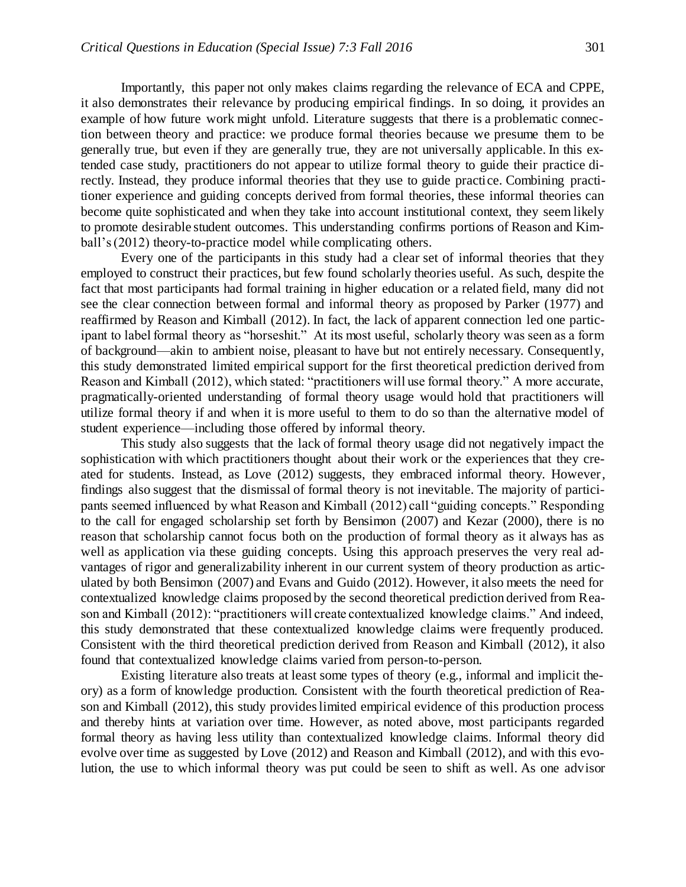Importantly, this paper not only makes claims regarding the relevance of ECA and CPPE, it also demonstrates their relevance by producing empirical findings. In so doing, it provides an example of how future work might unfold. Literature suggests that there is a problematic connection between theory and practice: we produce formal theories because we presume them to be generally true, but even if they are generally true, they are not universally applicable. In this extended case study, practitioners do not appear to utilize formal theory to guide their practice directly. Instead, they produce informal theories that they use to guide practice. Combining practitioner experience and guiding concepts derived from formal theories, these informal theories can become quite sophisticated and when they take into account institutional context, they seem likely to promote desirable student outcomes. This understanding confirms portions of Reason and Kimball's (2012) theory-to-practice model while complicating others.

Every one of the participants in this study had a clear set of informal theories that they employed to construct their practices, but few found scholarly theories useful. As such, despite the fact that most participants had formal training in higher education or a related field, many did not see the clear connection between formal and informal theory as proposed by Parker (1977) and reaffirmed by Reason and Kimball (2012). In fact, the lack of apparent connection led one participant to label formal theory as "horseshit." At its most useful, scholarly theory was seen as a form of background—akin to ambient noise, pleasant to have but not entirely necessary. Consequently, this study demonstrated limited empirical support for the first theoretical prediction derived from Reason and Kimball (2012), which stated: "practitioners will use formal theory." A more accurate, pragmatically-oriented understanding of formal theory usage would hold that practitioners will utilize formal theory if and when it is more useful to them to do so than the alternative model of student experience—including those offered by informal theory.

This study also suggests that the lack of formal theory usage did not negatively impact the sophistication with which practitioners thought about their work or the experiences that they created for students. Instead, as Love (2012) suggests, they embraced informal theory. However, findings also suggest that the dismissal of formal theory is not inevitable. The majority of participants seemed influenced by what Reason and Kimball (2012) call "guiding concepts." Responding to the call for engaged scholarship set forth by Bensimon (2007) and Kezar (2000), there is no reason that scholarship cannot focus both on the production of formal theory as it always has as well as application via these guiding concepts. Using this approach preserves the very real advantages of rigor and generalizability inherent in our current system of theory production as articulated by both Bensimon (2007) and Evans and Guido (2012). However, it also meets the need for contextualized knowledge claims proposed by the second theoretical prediction derived from Reason and Kimball (2012): "practitioners will create contextualized knowledge claims." And indeed, this study demonstrated that these contextualized knowledge claims were frequently produced. Consistent with the third theoretical prediction derived from Reason and Kimball (2012), it also found that contextualized knowledge claims varied from person-to-person.

Existing literature also treats at least some types of theory (e.g., informal and implicit theory) as a form of knowledge production. Consistent with the fourth theoretical prediction of Reason and Kimball (2012), this study provides limited empirical evidence of this production process and thereby hints at variation over time. However, as noted above, most participants regarded formal theory as having less utility than contextualized knowledge claims. Informal theory did evolve over time as suggested by Love (2012) and Reason and Kimball (2012), and with this evolution, the use to which informal theory was put could be seen to shift as well. As one advisor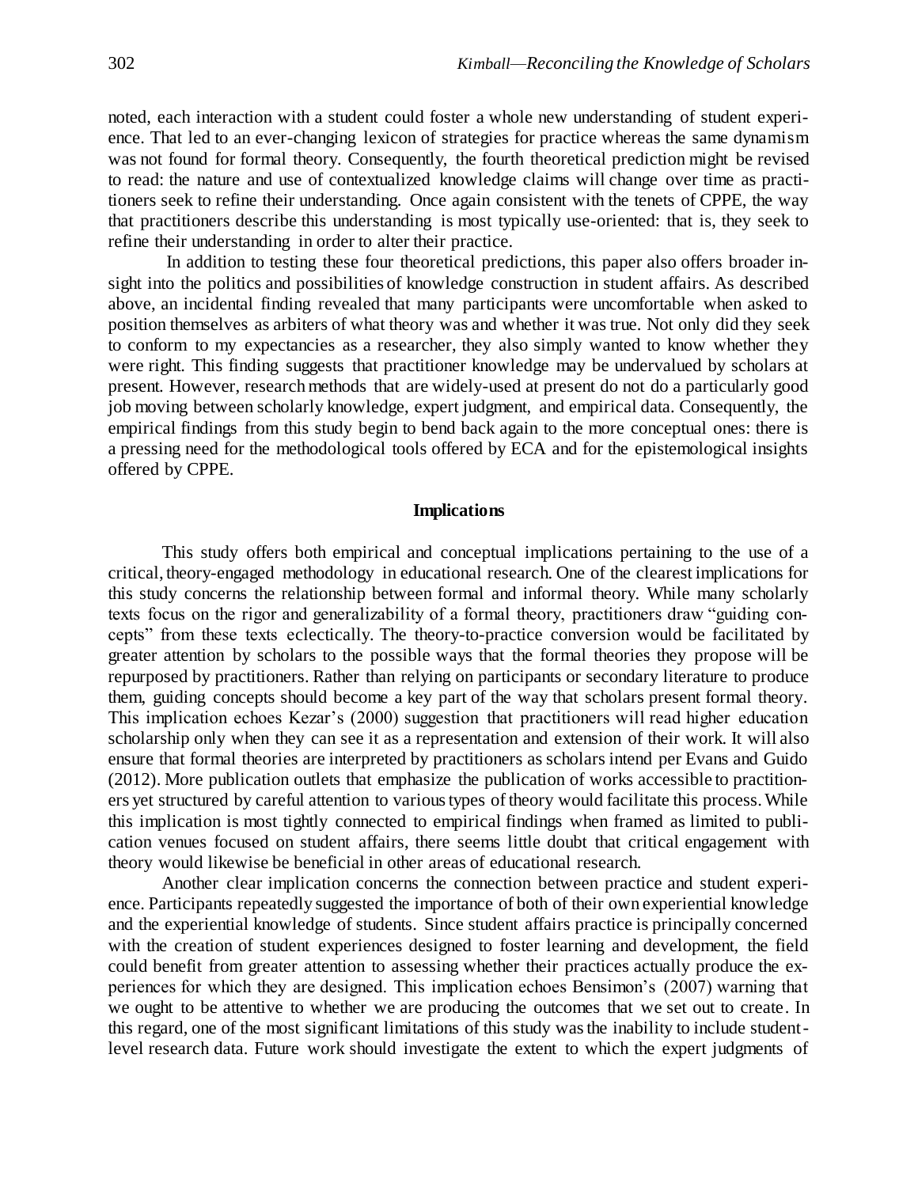noted, each interaction with a student could foster a whole new understanding of student experience. That led to an ever-changing lexicon of strategies for practice whereas the same dynamism was not found for formal theory. Consequently, the fourth theoretical prediction might be revised to read: the nature and use of contextualized knowledge claims will change over time as practitioners seek to refine their understanding. Once again consistent with the tenets of CPPE, the way that practitioners describe this understanding is most typically use-oriented: that is, they seek to refine their understanding in order to alter their practice.

In addition to testing these four theoretical predictions, this paper also offers broader insight into the politics and possibilities of knowledge construction in student affairs. As described above, an incidental finding revealed that many participants were uncomfortable when asked to position themselves as arbiters of what theory was and whether it was true. Not only did they seek to conform to my expectancies as a researcher, they also simply wanted to know whether they were right. This finding suggests that practitioner knowledge may be undervalued by scholars at present. However, research methods that are widely-used at present do not do a particularly good job moving between scholarly knowledge, expert judgment, and empirical data. Consequently, the empirical findings from this study begin to bend back again to the more conceptual ones: there is a pressing need for the methodological tools offered by ECA and for the epistemological insights offered by CPPE.

## Implications

This study offers both empirical and conceptual implications pertaining to the use of a critical, theory-engaged methodology in educational research. One of the clearest implications for this study concerns the relationship between formal and informal theory. While many scholarly texts focus on the rigor and generalizability of a formal theory, practitioners draw "guiding concepts" from these texts eclectically. The theory-to-practice conversion would be facilitated by greater attention by scholars to the possible ways that the formal theories they propose will be repurposed by practitioners. Rather than relying on participants or secondary literature to produce them, guiding concepts should become a key part of the way that scholars present formal theory. This implication echoes Kezar's (2000) suggestion that practitioners will read higher education scholarship only when they can see it as a representation and extension of their work. It will also ensure that formal theories are interpreted by practitioners as scholars intend per Evans and Guido (2012). More publication outlets that emphasize the publication of works accessible to practitioners yet structured by careful attention to various types of theory would facilitate this process. While this implication is most tightly connected to empirical findings when framed as limited to publication venues focused on student affairs, there seems little doubt that critical engagement with theory would likewise be beneficial in other areas of educational research.

Another clear implication concerns the connection between practice and student experience. Participants repeatedly suggested the importance of both of their own experiential knowledge and the experiential knowledge of students. Since student affairs practice is principally concerned with the creation of student experiences designed to foster learning and development, the field could benefit from greater attention to assessing whether their practices actually produce the experiences for which they are designed. This implication echoes Bensimon's (2007) warning that we ought to be attentive to whether we are producing the outcomes that we set out to create. In this regard, one of the most significant limitations of this study was the inability to include student-level research data. Future work should investigate the extent to which the expert judgments of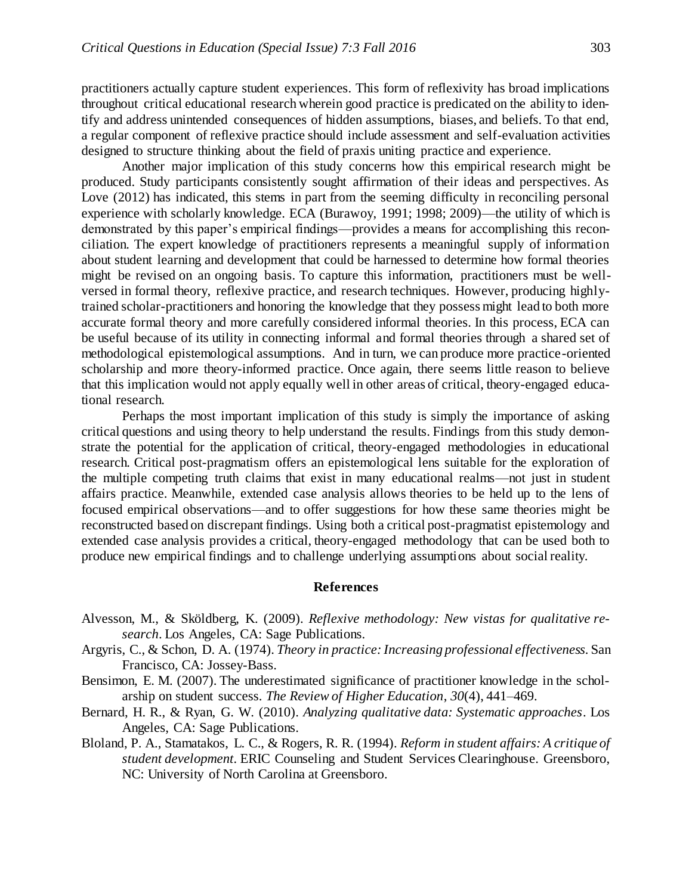practitioners actually capture student experiences. This form of reflexivity has broad implications throughout critical educational research wherein good practice is predicated on the ability to identify and address unintended consequences of hidden assumptions, biases, and beliefs. To that end, a regular component of reflexive practice should include assessment and self-evaluation activities designed to structure thinking about the field of praxis uniting practice and experience.

Another major implication of this study concerns how this empirical research might be produced. Study participants consistently sought affirmation of their ideas and perspectives. As Love (2012) has indicated, this stems in part from the seeming difficulty in reconciling personal experience with scholarly knowledge. ECA (Burawoy, 1991; 1998; 2009)—the utility of which is demonstrated by this paper's empirical findings—provides a means for accomplishing this reconciliation. The expert knowledge of practitioners represents a meaningful supply of information about student learning and development that could be harnessed to determine how formal theories might be revised on an ongoing basis. To capture this information, practitioners must be well-versed in formal theory, reflexive practice, and research techniques. However, producing highly-trained scholar-practitioners and honoring the knowledge that they possess might lead to both more accurate formal theory and more carefully considered informal theories. In this process, ECA can be useful because of its utility in connecting informal and formal theories through a shared set of methodological epistemological assumptions. And in turn, we can produce more practice-oriented scholarship and more theory-informed practice. Once again, there seems little reason to believe that this implication would not apply equally well in other areas of critical, theory-engaged educational research.

Perhaps the most important implication of this study is simply the importance of asking critical questions and using theory to help understand the results. Findings from this study demonstrate the potential for the application of critical, theory-engaged methodologies in educational research. Critical post-pragmatism offers an epistemological lens suitable for the exploration of the multiple competing truth claims that exist in many educational realms—not just in student affairs practice. Meanwhile, extended case analysis allows theories to be held up to the lens of focused empirical observations—and to offer suggestions for how these same theories might be reconstructed based on discrepant findings. Using both a critical post-pragmatist epistemology and extended case analysis provides a critical, theory-engaged methodology that can be used both to produce new empirical findings and to challenge underlying assumptions about social reality.

## References

Alvesson, M., & Sköldberg, K. (2009). *Reflexive methodology: New vistas for qualitative research*. Los Angeles, CA: Sage Publications.

Argyris, C., & Schon, D. A. (1974). *Theory in practice: Increasing professional effectiveness*. San Francisco, CA: Jossey-Bass.

Bensimon, E. M. (2007). The underestimated significance of practitioner knowledge in the scholarship on student success. *The Review of Higher Education*, *30*(4), 441–469.

Bernard, H. R., & Ryan, G. W. (2010). *Analyzing qualitative data: Systematic approaches*. Los Angeles, CA: Sage Publications.

Bloland, P. A., Stamatakos, L. C., & Rogers, R. R. (1994). *Reform in student affairs: A critique of student development*. ERIC Counseling and Student Services Clearinghouse. Greensboro, NC: University of North Carolina at Greensboro.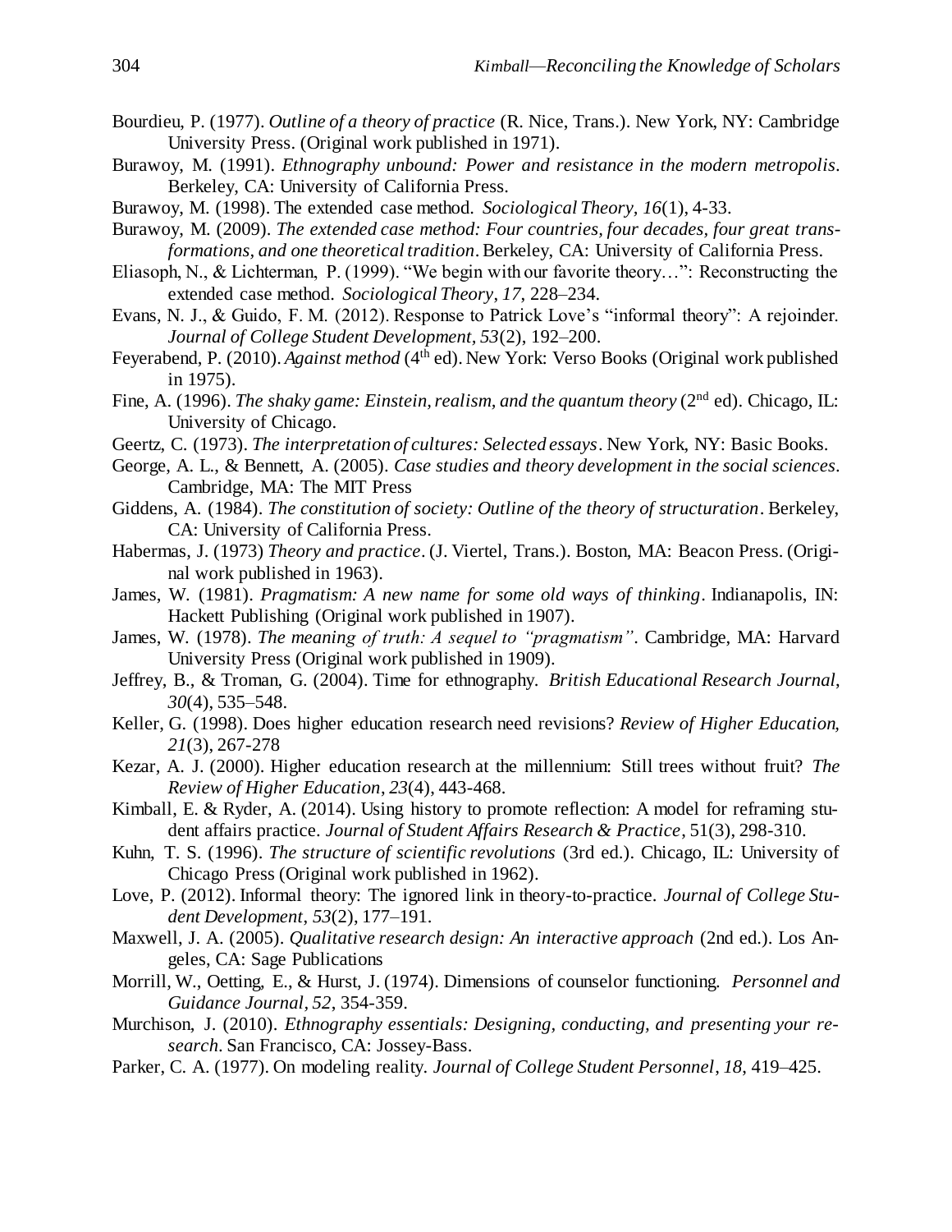Bourdieu, P. (1977). *Outline of a theory of practice* (R. Nice, Trans.). New York, NY: Cambridge University Press. (Original work published in 1971).

Burawoy, M. (1991). *Ethnography unbound: Power and resistance in the modern metropolis*. Berkeley, CA: University of California Press.

Burawoy, M. (1998). The extended case method. *Sociological Theory, 16*(1), 4-33.

Burawoy, M. (2009). *The extended case method: Four countries, four decades, four great transformations, and one theoretical tradition*. Berkeley, CA: University of California Press.

Eliasoph, N., & Lichterman, P. (1999). "We begin with our favorite theory…": Reconstructing the extended case method. *Sociological Theory, 17*, 228–234.

Evans, N. J., & Guido, F. M. (2012). Response to Patrick Love's "informal theory": A rejoinder. *Journal of College Student Development*, *53*(2), 192–200.

Feyerabend, P. (2010). *Against method* (4th ed). New York: Verso Books (Original work published in 1975).

Fine, A. (1996). *The shaky game: Einstein, realism, and the quantum theory* (2nd ed). Chicago, IL: University of Chicago.

Geertz, C. (1973). *The interpretation of cultures: Selected essays*. New York, NY: Basic Books.

George, A. L., & Bennett, A. (2005). *Case studies and theory development in the social sciences*. Cambridge, MA: The MIT Press

Giddens, A. (1984). *The constitution of society: Outline of the theory of structuration*. Berkeley, CA: University of California Press.

Habermas, J. (1973) *Theory and practice*. (J. Viertel, Trans.). Boston, MA: Beacon Press. (Original work published in 1963).

James, W. (1981). *Pragmatism: A new name for some old ways of thinking*. Indianapolis, IN: Hackett Publishing (Original work published in 1907).

James, W. (1978). *The meaning of truth: A sequel to "pragmatism"*. Cambridge, MA: Harvard University Press (Original work published in 1909).

Jeffrey, B., & Troman, G. (2004). Time for ethnography. *British Educational Research Journal*, *30*(4), 535–548.

Keller, G. (1998). Does higher education research need revisions? *Review of Higher Education, 21*(3), 267-278

Kezar, A. J. (2000). Higher education research at the millennium: Still trees without fruit? *The Review of Higher Education*, *23*(4), 443-468.

Kimball, E. & Ryder, A. (2014). Using history to promote reflection: A model for reframing student affairs practice. *Journal of Student Affairs Research & Practice*, 51(3), 298-310.

Kuhn, T. S. (1996). *The structure of scientific revolutions* (3rd ed.). Chicago, IL: University of Chicago Press (Original work published in 1962).

Love, P. (2012). Informal theory: The ignored link in theory-to-practice. *Journal of College Student Development*, *53*(2), 177–191.

Maxwell, J. A. (2005). *Qualitative research design: An interactive approach* (2nd ed.). Los Angeles, CA: Sage Publications

Morrill, W., Oetting, E., & Hurst, J. (1974). Dimensions of counselor functioning. *Personnel and Guidance Journal*, *52*, 354-359.

Murchison, J. (2010). *Ethnography essentials: Designing, conducting, and presenting your research*. San Francisco, CA: Jossey-Bass.

Parker, C. A. (1977). On modeling reality. *Journal of College Student Personnel*, *18*, 419–425.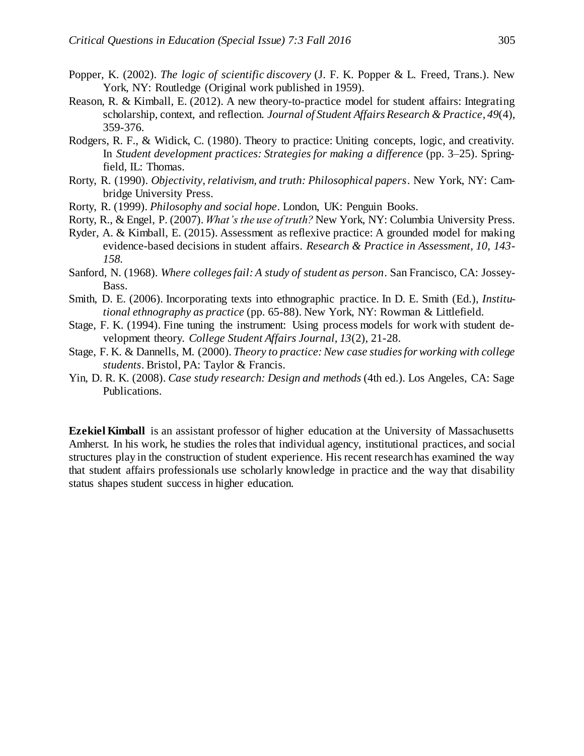Popper, K. (2002). *The logic of scientific discovery* (J. F. K. Popper & L. Freed, Trans.). New York, NY: Routledge (Original work published in 1959).

Reason, R. & Kimball, E. (2012). A new theory-to-practice model for student affairs: Integrating scholarship, context, and reflection. *Journal of Student Affairs Research & Practice*, *49*(4), 359-376.

Rodgers, R. F., & Widick, C. (1980). Theory to practice: Uniting concepts, logic, and creativity. In *Student development practices: Strategies for making a difference* (pp. 3–25). Springfield, IL: Thomas.

Rorty, R. (1990). *Objectivity, relativism, and truth: Philosophical papers*. New York, NY: Cambridge University Press.

Rorty, R. (1999). *Philosophy and social hope*. London, UK: Penguin Books.

Rorty, R., & Engel, P. (2007). *What's the use of truth?* New York, NY: Columbia University Press.

Ryder, A. & Kimball, E. (2015). Assessment as reflexive practice: A grounded model for making evidence-based decisions in student affairs. *Research & Practice in Assessment, 10, 143-158.*

Sanford, N. (1968). *Where colleges fail: A study of student as person*. San Francisco, CA: Jossey-Bass.

Smith, D. E. (2006). Incorporating texts into ethnographic practice. In D. E. Smith (Ed.), *Institutional ethnography as practice* (pp. 65-88). New York, NY: Rowman & Littlefield.

Stage, F. K. (1994). Fine tuning the instrument: Using process models for work with student development theory. *College Student Affairs Journal, 13*(2), 21-28.

Stage, F. K. & Dannells, M. (2000). *Theory to practice: New case studies for working with college students*. Bristol, PA: Taylor & Francis.

Yin, D. R. K. (2008). *Case study research: Design and methods* (4th ed.). Los Angeles, CA: Sage Publications.

**Ezekiel Kimball** is an assistant professor of higher education at the University of Massachusetts Amherst. In his work, he studies the roles that individual agency, institutional practices, and social structures play in the construction of student experience. His recent research has examined the way that student affairs professionals use scholarly knowledge in practice and the way that disability status shapes student success in higher education.